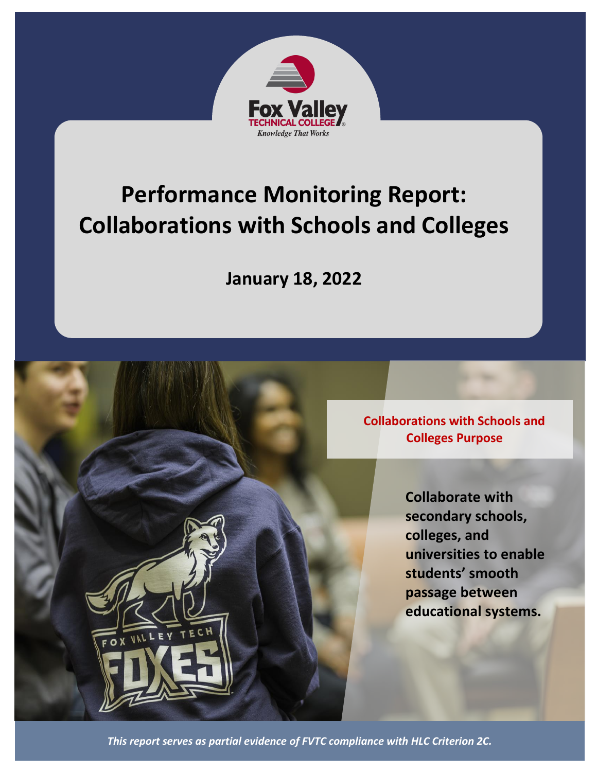Fox Valley Technical College

*Knowledge That Works*

# Performance Monitoring Report: Collaborations with Schools and Colleges

**January 18, 2022**

**Collaborations with Schools and Colleges Purpose**

**Collaborate with secondary schools, colleges, and universities to enable students' smooth passage between educational systems.**

***This report serves as partial evidence of FVTC compliance with HLC Criterion 2C.***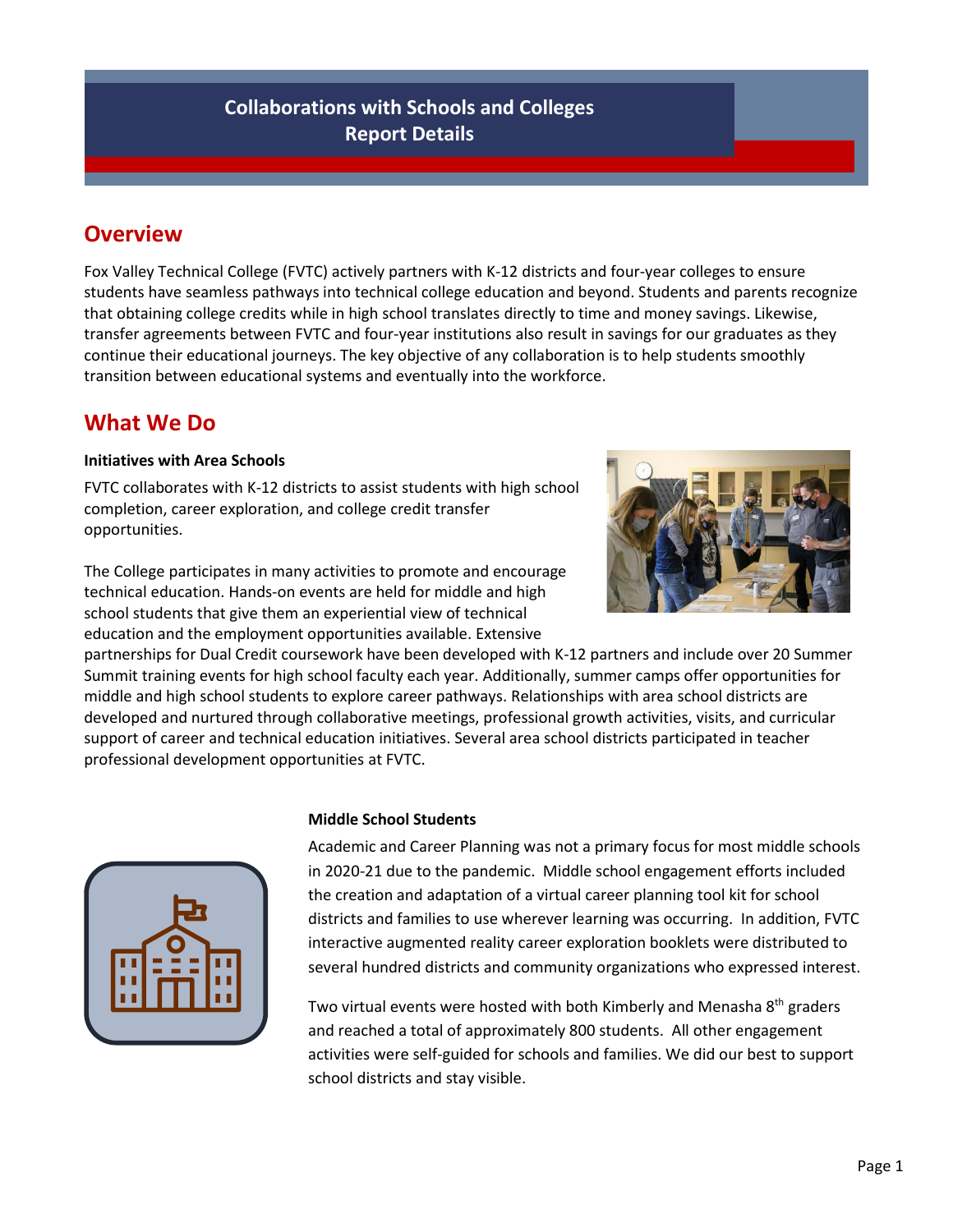# Collaborations with Schools and Colleges
# Report Details

## Overview

Fox Valley Technical College (FVTC) actively partners with K-12 districts and four-year colleges to ensure students have seamless pathways into technical college education and beyond. Students and parents recognize that obtaining college credits while in high school translates directly to time and money savings. Likewise, transfer agreements between FVTC and four-year institutions also result in savings for our graduates as they continue their educational journeys. The key objective of any collaboration is to help students smoothly transition between educational systems and eventually into the workforce.

## What We Do

**Initiatives with Area Schools**

FVTC collaborates with K-12 districts to assist students with high school completion, career exploration, and college credit transfer opportunities.

The College participates in many activities to promote and encourage technical education. Hands-on events are held for middle and high school students that give them an experiential view of technical education and the employment opportunities available. Extensive partnerships for Dual Credit coursework have been developed with K-12 partners and include over 20 Summer Summit training events for high school faculty each year. Additionally, summer camps offer opportunities for middle and high school students to explore career pathways. Relationships with area school districts are developed and nurtured through collaborative meetings, professional growth activities, visits, and curricular support of career and technical education initiatives. Several area school districts participated in teacher professional development opportunities at FVTC.

**Middle School Students**

Academic and Career Planning was not a primary focus for most middle schools in 2020-21 due to the pandemic. Middle school engagement efforts included the creation and adaptation of a virtual career planning tool kit for school districts and families to use wherever learning was occurring. In addition, FVTC interactive augmented reality career exploration booklets were distributed to several hundred districts and community organizations who expressed interest.

Two virtual events were hosted with both Kimberly and Menasha 8th graders and reached a total of approximately 800 students. All other engagement activities were self-guided for schools and families. We did our best to support school districts and stay visible.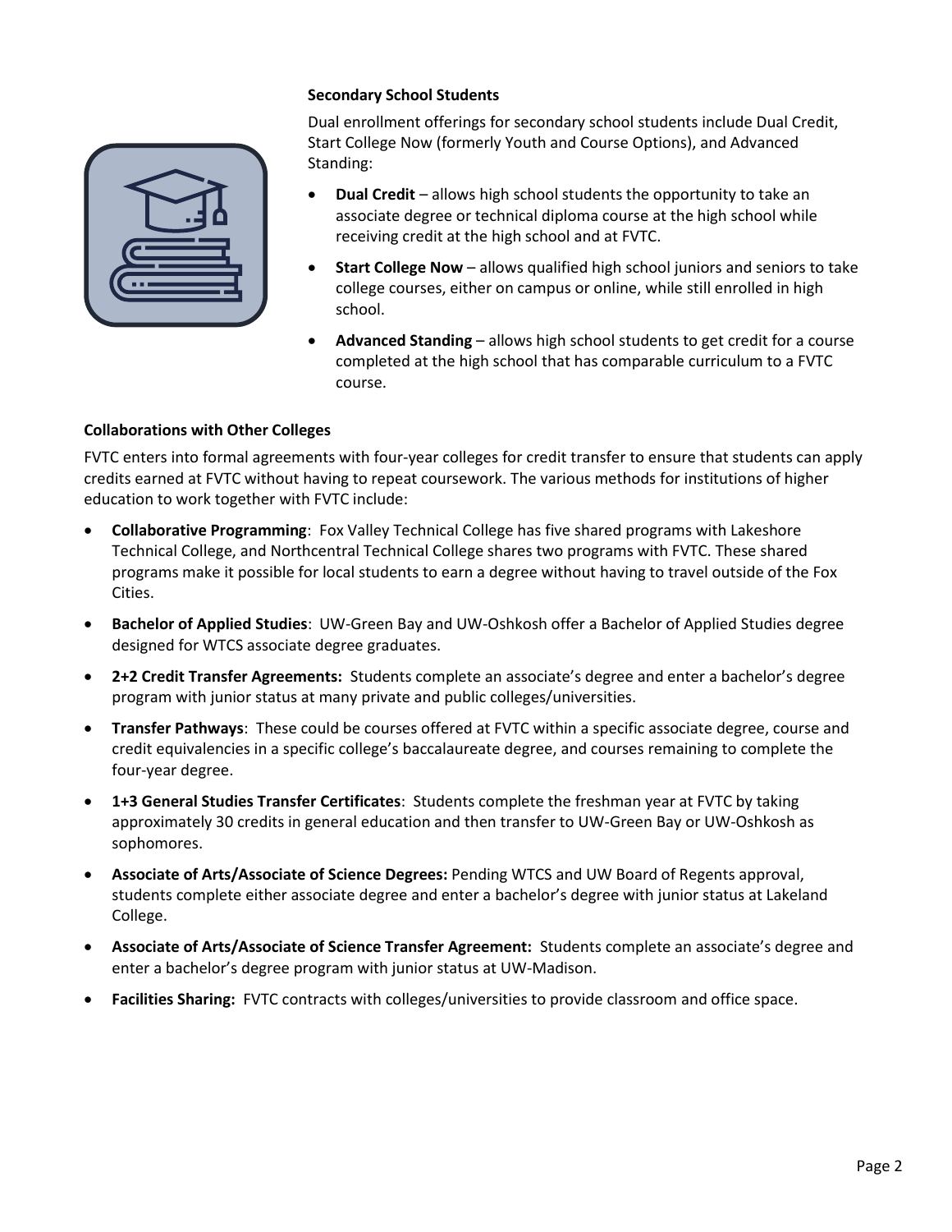### Secondary School Students

Dual enrollment offerings for secondary school students include Dual Credit, Start College Now (formerly Youth and Course Options), and Advanced Standing:

- **Dual Credit** – allows high school students the opportunity to take an associate degree or technical diploma course at the high school while receiving credit at the high school and at FVTC.
- **Start College Now** – allows qualified high school juniors and seniors to take college courses, either on campus or online, while still enrolled in high school.
- **Advanced Standing** – allows high school students to get credit for a course completed at the high school that has comparable curriculum to a FVTC course.

### Collaborations with Other Colleges

FVTC enters into formal agreements with four-year colleges for credit transfer to ensure that students can apply credits earned at FVTC without having to repeat coursework. The various methods for institutions of higher education to work together with FVTC include:

- **Collaborative Programming**: Fox Valley Technical College has five shared programs with Lakeshore Technical College, and Northcentral Technical College shares two programs with FVTC. These shared programs make it possible for local students to earn a degree without having to travel outside of the Fox Cities.
- **Bachelor of Applied Studies**: UW-Green Bay and UW-Oshkosh offer a Bachelor of Applied Studies degree designed for WTCS associate degree graduates.
- **2+2 Credit Transfer Agreements:** Students complete an associate's degree and enter a bachelor's degree program with junior status at many private and public colleges/universities.
- **Transfer Pathways**: These could be courses offered at FVTC within a specific associate degree, course and credit equivalencies in a specific college's baccalaureate degree, and courses remaining to complete the four-year degree.
- **1+3 General Studies Transfer Certificates**: Students complete the freshman year at FVTC by taking approximately 30 credits in general education and then transfer to UW-Green Bay or UW-Oshkosh as sophomores.
- **Associate of Arts/Associate of Science Degrees:** Pending WTCS and UW Board of Regents approval, students complete either associate degree and enter a bachelor's degree with junior status at Lakeland College.
- **Associate of Arts/Associate of Science Transfer Agreement:** Students complete an associate's degree and enter a bachelor's degree program with junior status at UW-Madison.
- **Facilities Sharing:** FVTC contracts with colleges/universities to provide classroom and office space.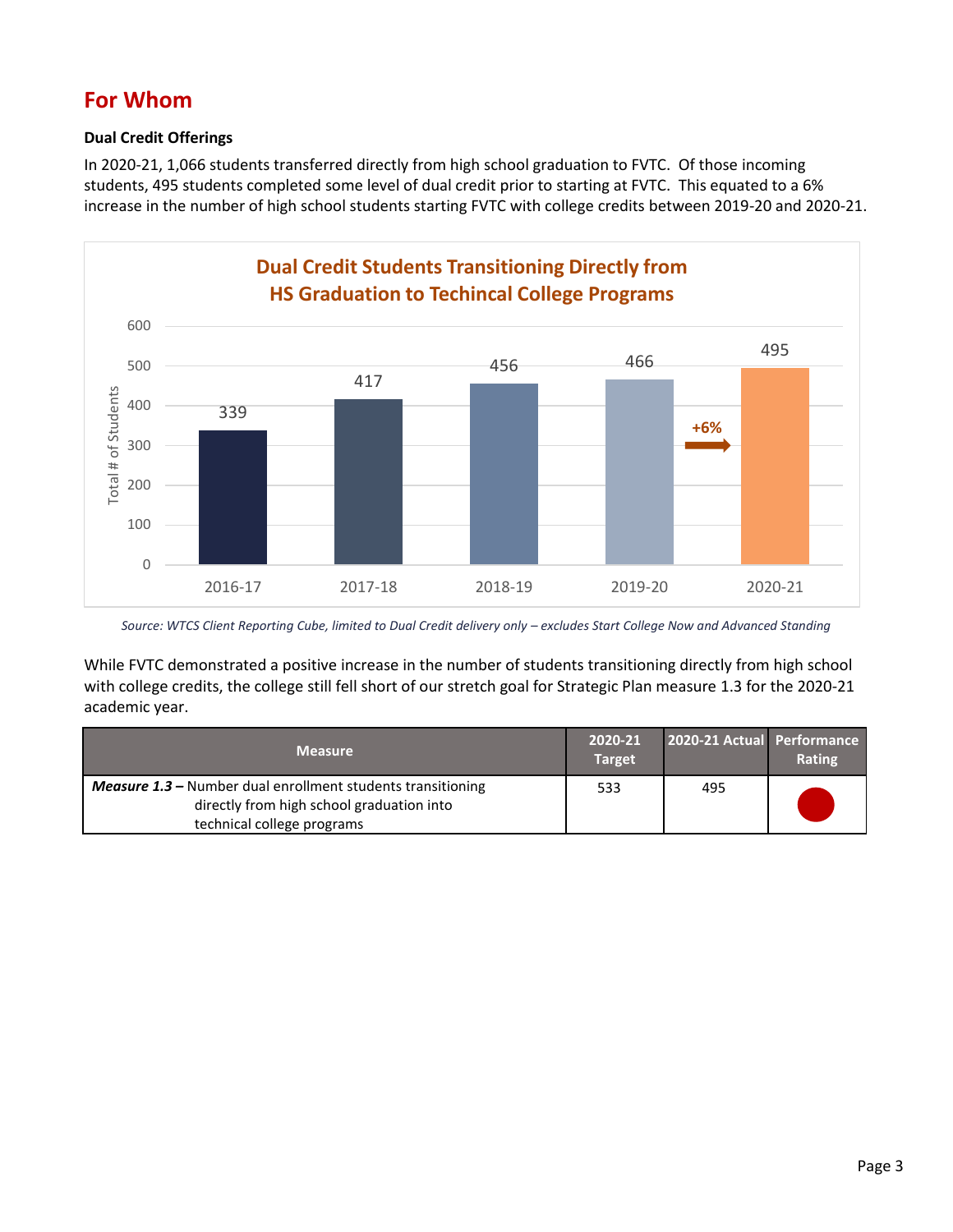## For Whom

### Dual Credit Offerings

In 2020-21, 1,066 students transferred directly from high school graduation to FVTC. Of those incoming students, 495 students completed some level of dual credit prior to starting at FVTC. This equated to a 6% increase in the number of high school students starting FVTC with college credits between 2019-20 and 2020-21.

**Dual Credit Students Transitioning Directly from HS Graduation to Techincal College Programs**

| Year | Total # of Students |
|---|---|
| 2016-17 | 339 |
| 2017-18 | 417 |
| 2018-19 | 456 |
| 2019-20 | 466 |
| 2020-21 | 495 |

+6% (2019-20 to 2020-21)

*Source: WTCS Client Reporting Cube, limited to Dual Credit delivery only – excludes Start College Now and Advanced Standing*

While FVTC demonstrated a positive increase in the number of students transitioning directly from high school with college credits, the college still fell short of our stretch goal for Strategic Plan measure 1.3 for the 2020-21 academic year.

| Measure | 2020-21 Target | 2020-21 Actual | Performance Rating |
|---|---|---|---|
| ***Measure 1.3 –*** Number dual enrollment students transitioning directly from high school graduation into technical college programs | 533 | 495 | ● (red) |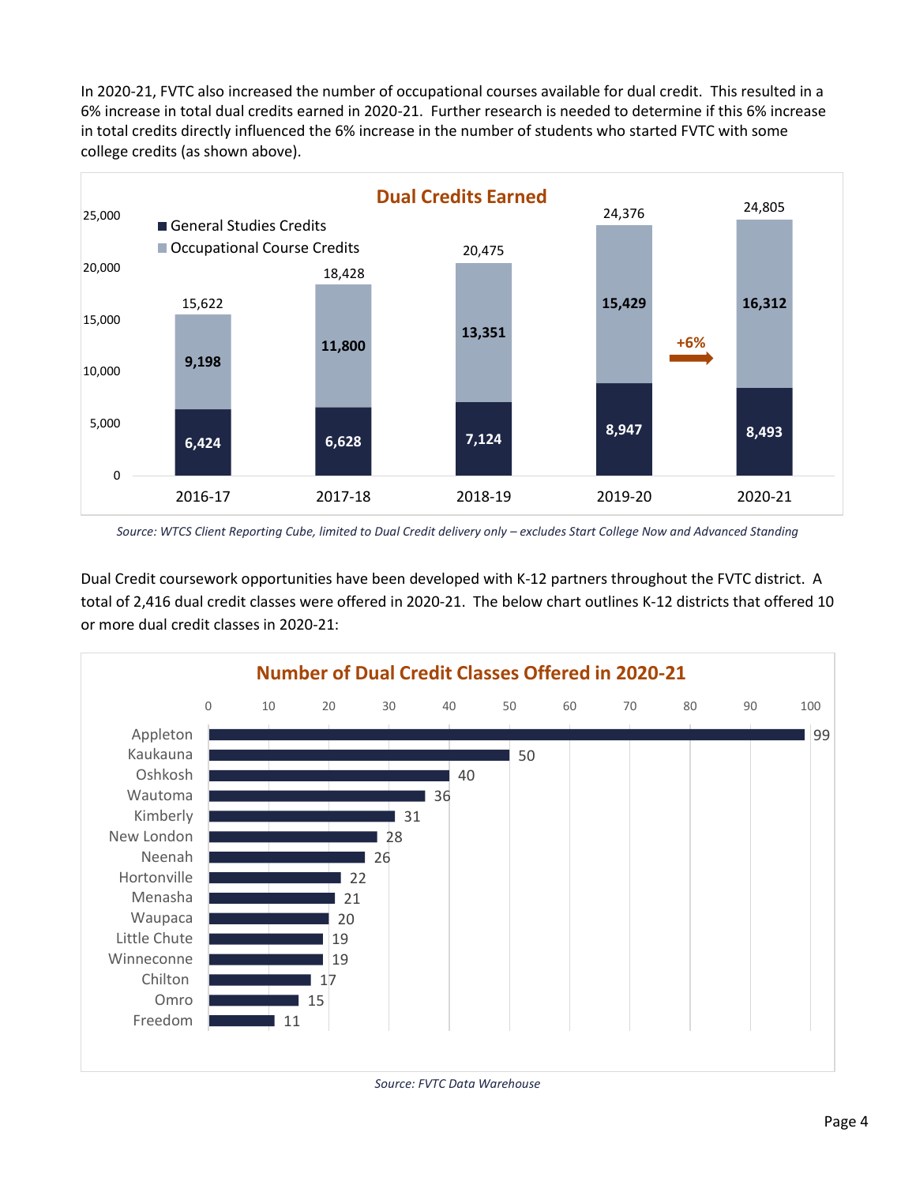In 2020-21, FVTC also increased the number of occupational courses available for dual credit. This resulted in a 6% increase in total dual credits earned in 2020-21. Further research is needed to determine if this 6% increase in total credits directly influenced the 6% increase in the number of students who started FVTC with some college credits (as shown above).

**Dual Credits Earned**

| Year | General Studies Credits | Occupational Course Credits | Total |
|---|---|---|---|
| 2016-17 | 6,424 | 9,198 | 15,622 |
| 2017-18 | 6,628 | 11,800 | 18,428 |
| 2018-19 | 7,124 | 13,351 | 20,475 |
| 2019-20 | 8,947 | 15,429 | 24,376 |
| 2020-21 | 8,493 | 16,312 | 24,805 |

+6% (2019-20 to 2020-21)

*Source: WTCS Client Reporting Cube, limited to Dual Credit delivery only – excludes Start College Now and Advanced Standing*

Dual Credit coursework opportunities have been developed with K-12 partners throughout the FVTC district. A total of 2,416 dual credit classes were offered in 2020-21. The below chart outlines K-12 districts that offered 10 or more dual credit classes in 2020-21:

**Number of Dual Credit Classes Offered in 2020-21**

| District | Classes |
|---|---|
| Appleton | 99 |
| Kaukauna | 50 |
| Oshkosh | 40 |
| Wautoma | 36 |
| Kimberly | 31 |
| New London | 28 |
| Neenah | 26 |
| Hortonville | 22 |
| Menasha | 21 |
| Waupaca | 20 |
| Little Chute | 19 |
| Winneconne | 19 |
| Chilton | 17 |
| Omro | 15 |
| Freedom | 11 |

*Source: FVTC Data Warehouse*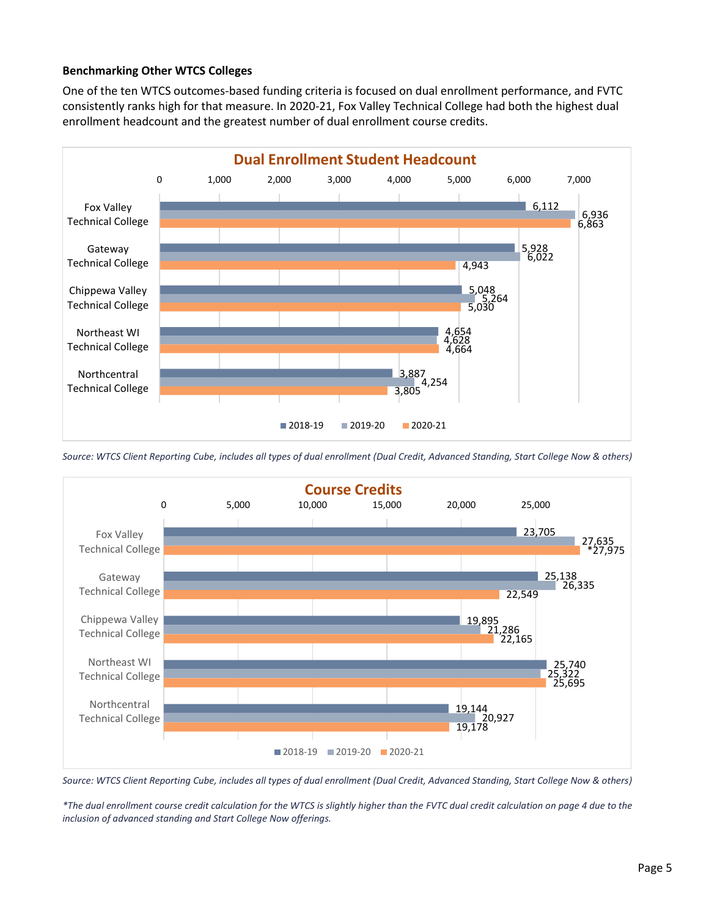**Benchmarking Other WTCS Colleges**

One of the ten WTCS outcomes-based funding criteria is focused on dual enrollment performance, and FVTC consistently ranks high for that measure. In 2020-21, Fox Valley Technical College had both the highest dual enrollment headcount and the greatest number of dual enrollment course credits.

**Dual Enrollment Student Headcount**

| College | 2018-19 | 2019-20 | 2020-21 |
|---|---|---|---|
| Fox Valley Technical College | 6,112 | 6,936 | 6,863 |
| Gateway Technical College | 5,928 | 6,022 | 4,943 |
| Chippewa Valley Technical College | 5,048 | 5,264 | 5,030 |
| Northeast WI Technical College | 4,654 | 4,628 | 4,664 |
| Northcentral Technical College | 3,887 | 4,254 | 3,805 |

*Source: WTCS Client Reporting Cube, includes all types of dual enrollment (Dual Credit, Advanced Standing, Start College Now & others)*

**Course Credits**

| College | 2018-19 | 2019-20 | 2020-21 |
|---|---|---|---|
| Fox Valley Technical College | 23,705 | 27,635 | *27,975 |
| Gateway Technical College | 25,138 | 26,335 | 22,549 |
| Chippewa Valley Technical College | 19,895 | 21,286 | 22,165 |
| Northeast WI Technical College | 25,740 | 25,322 | 25,695 |
| Northcentral Technical College | 19,144 | 20,927 | 19,178 |

*Source: WTCS Client Reporting Cube, includes all types of dual enrollment (Dual Credit, Advanced Standing, Start College Now & others)*

**The dual enrollment course credit calculation for the WTCS is slightly higher than the FVTC dual credit calculation on page 4 due to the inclusion of advanced standing and Start College Now offerings.*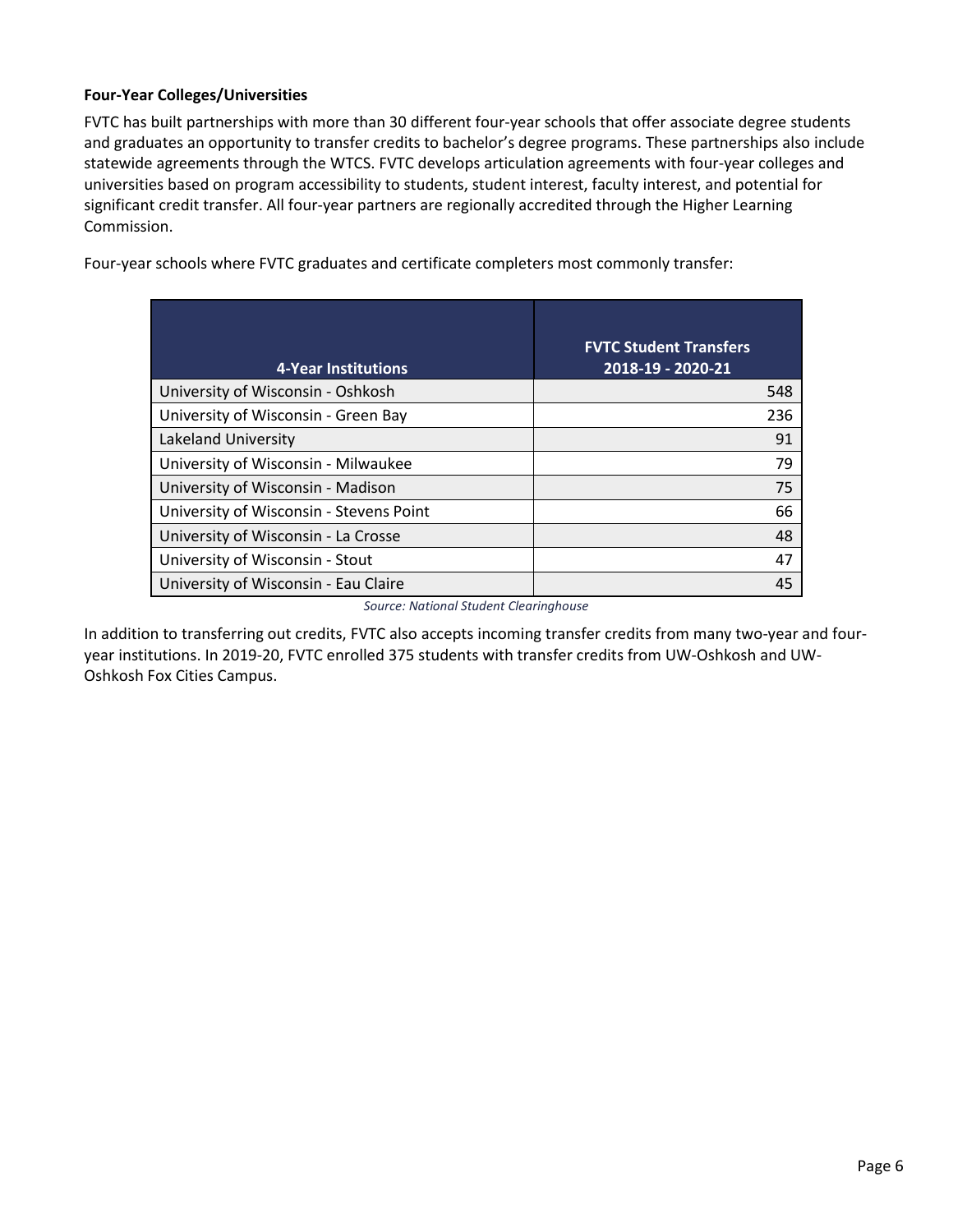**Four-Year Colleges/Universities**

FVTC has built partnerships with more than 30 different four-year schools that offer associate degree students and graduates an opportunity to transfer credits to bachelor's degree programs. These partnerships also include statewide agreements through the WTCS. FVTC develops articulation agreements with four-year colleges and universities based on program accessibility to students, student interest, faculty interest, and potential for significant credit transfer. All four-year partners are regionally accredited through the Higher Learning Commission.

Four-year schools where FVTC graduates and certificate completers most commonly transfer:

| 4-Year Institutions | FVTC Student Transfers 2018-19 - 2020-21 |
|---|---|
| University of Wisconsin - Oshkosh | 548 |
| University of Wisconsin - Green Bay | 236 |
| Lakeland University | 91 |
| University of Wisconsin - Milwaukee | 79 |
| University of Wisconsin - Madison | 75 |
| University of Wisconsin - Stevens Point | 66 |
| University of Wisconsin - La Crosse | 48 |
| University of Wisconsin - Stout | 47 |
| University of Wisconsin - Eau Claire | 45 |

*Source: National Student Clearinghouse*

In addition to transferring out credits, FVTC also accepts incoming transfer credits from many two-year and four-year institutions. In 2019-20, FVTC enrolled 375 students with transfer credits from UW-Oshkosh and UW-Oshkosh Fox Cities Campus.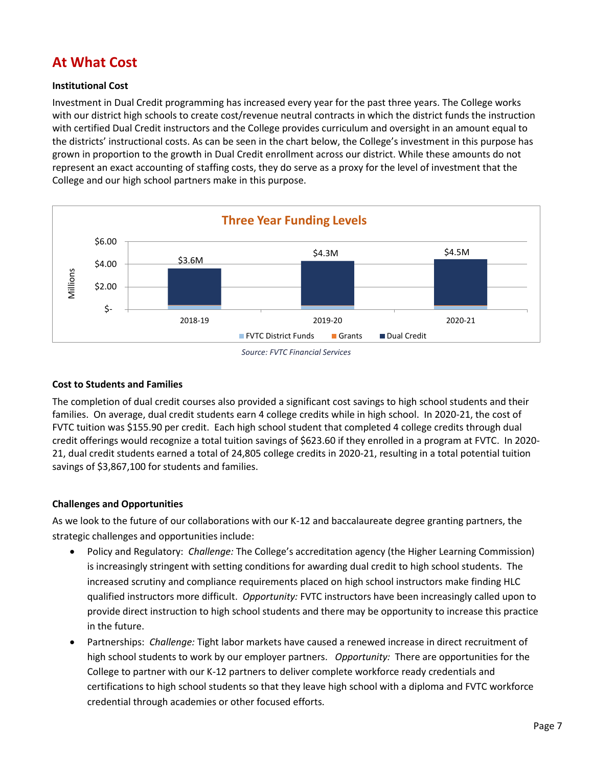## At What Cost

**Institutional Cost**

Investment in Dual Credit programming has increased every year for the past three years. The College works with our district high schools to create cost/revenue neutral contracts in which the district funds the instruction with certified Dual Credit instructors and the College provides curriculum and oversight in an amount equal to the districts' instructional costs. As can be seen in the chart below, the College's investment in this purpose has grown in proportion to the growth in Dual Credit enrollment across our district. While these amounts do not represent an exact accounting of staffing costs, they do serve as a proxy for the level of investment that the College and our high school partners make in this purpose.

**Three Year Funding Levels**

| Year | Total (Millions) |
|---|---|
| 2018-19 | $3.6M |
| 2019-20 | $4.3M |
| 2020-21 | $4.5M |

Legend: FVTC District Funds, Grants, Dual Credit

*Source: FVTC Financial Services*

**Cost to Students and Families**

The completion of dual credit courses also provided a significant cost savings to high school students and their families. On average, dual credit students earn 4 college credits while in high school. In 2020-21, the cost of FVTC tuition was $155.90 per credit. Each high school student that completed 4 college credits through dual credit offerings would recognize a total tuition savings of $623.60 if they enrolled in a program at FVTC. In 2020-21, dual credit students earned a total of 24,805 college credits in 2020-21, resulting in a total potential tuition savings of $3,867,100 for students and families.

**Challenges and Opportunities**

As we look to the future of our collaborations with our K-12 and baccalaureate degree granting partners, the strategic challenges and opportunities include:

- Policy and Regulatory: *Challenge:* The College's accreditation agency (the Higher Learning Commission) is increasingly stringent with setting conditions for awarding dual credit to high school students. The increased scrutiny and compliance requirements placed on high school instructors make finding HLC qualified instructors more difficult. *Opportunity:* FVTC instructors have been increasingly called upon to provide direct instruction to high school students and there may be opportunity to increase this practice in the future.
- Partnerships: *Challenge:* Tight labor markets have caused a renewed increase in direct recruitment of high school students to work by our employer partners. *Opportunity:* There are opportunities for the College to partner with our K-12 partners to deliver complete workforce ready credentials and certifications to high school students so that they leave high school with a diploma and FVTC workforce credential through academies or other focused efforts.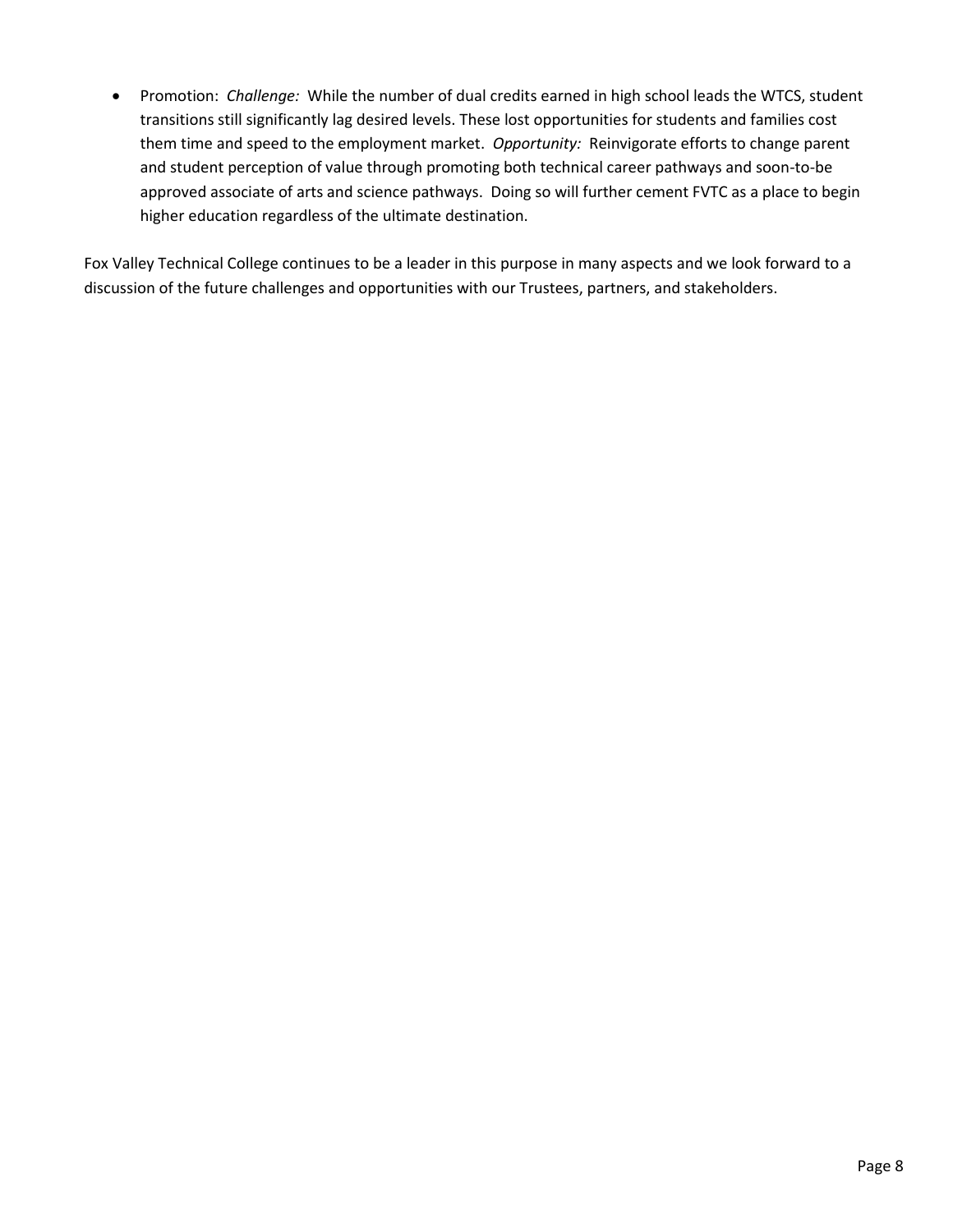- Promotion: *Challenge:* While the number of dual credits earned in high school leads the WTCS, student transitions still significantly lag desired levels. These lost opportunities for students and families cost them time and speed to the employment market. *Opportunity:* Reinvigorate efforts to change parent and student perception of value through promoting both technical career pathways and soon-to-be approved associate of arts and science pathways. Doing so will further cement FVTC as a place to begin higher education regardless of the ultimate destination.

Fox Valley Technical College continues to be a leader in this purpose in many aspects and we look forward to a discussion of the future challenges and opportunities with our Trustees, partners, and stakeholders.